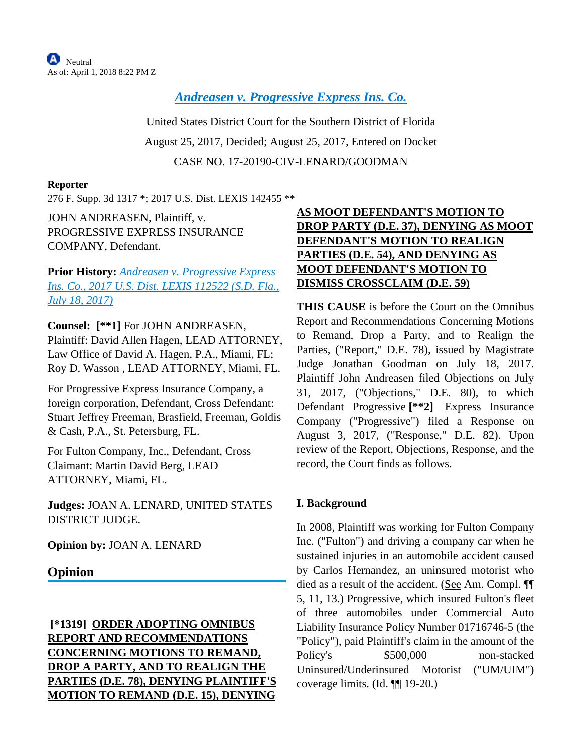Neutral
As of: April 1, 2018 8:22 PM Z

# Andreasen v. Progressive Express Ins. Co.

United States District Court for the Southern District of Florida

August 25, 2017, Decided; August 25, 2017, Entered on Docket

CASE NO. 17-20190-CIV-LENARD/GOODMAN

**Reporter**

276 F. Supp. 3d 1317 *; 2017 U.S. Dist. LEXIS 142455 **

JOHN ANDREASEN, Plaintiff, v. PROGRESSIVE EXPRESS INSURANCE COMPANY, Defendant.

**Prior History:** Andreasen v. Progressive Express Ins. Co., 2017 U.S. Dist. LEXIS 112522 (S.D. Fla., July 18, 2017)

**Counsel:** **[**1]** For JOHN ANDREASEN, Plaintiff: David Allen Hagen, LEAD ATTORNEY, Law Office of David A. Hagen, P.A., Miami, FL; Roy D. Wasson , LEAD ATTORNEY, Miami, FL.

For Progressive Express Insurance Company, a foreign corporation, Defendant, Cross Defendant: Stuart Jeffrey Freeman, Brasfield, Freeman, Goldis & Cash, P.A., St. Petersburg, FL.

For Fulton Company, Inc., Defendant, Cross Claimant: Martin David Berg, LEAD ATTORNEY, Miami, FL.

**Judges:** JOAN A. LENARD, UNITED STATES DISTRICT JUDGE.

**Opinion by:** JOAN A. LENARD

## Opinion

**[*1319]** **ORDER ADOPTING OMNIBUS REPORT AND RECOMMENDATIONS CONCERNING MOTIONS TO REMAND, DROP A PARTY, AND TO REALIGN THE PARTIES (D.E. 78), DENYING PLAINTIFF'S MOTION TO REMAND (D.E. 15), DENYING AS MOOT DEFENDANT'S MOTION TO DROP PARTY (D.E. 37), DENYING AS MOOT DEFENDANT'S MOTION TO REALIGN PARTIES (D.E. 54), AND DENYING AS MOOT DEFENDANT'S MOTION TO DISMISS CROSSCLAIM (D.E. 59)**

**THIS CAUSE** is before the Court on the Omnibus Report and Recommendations Concerning Motions to Remand, Drop a Party, and to Realign the Parties, ("Report," D.E. 78), issued by Magistrate Judge Jonathan Goodman on July 18, 2017. Plaintiff John Andreasen filed Objections on July 31, 2017, ("Objections," D.E. 80), to which Defendant Progressive **[**2]** Express Insurance Company ("Progressive") filed a Response on August 3, 2017, ("Response," D.E. 82). Upon review of the Report, Objections, Response, and the record, the Court finds as follows.

### I. Background

In 2008, Plaintiff was working for Fulton Company Inc. ("Fulton") and driving a company car when he sustained injuries in an automobile accident caused by Carlos Hernandez, an uninsured motorist who died as a result of the accident. (See Am. Compl. ¶¶ 5, 11, 13.) Progressive, which insured Fulton's fleet of three automobiles under Commercial Auto Liability Insurance Policy Number 01716746-5 (the "Policy"), paid Plaintiff's claim in the amount of the Policy's $500,000 non-stacked Uninsured/Underinsured Motorist ("UM/UIM") coverage limits. (Id. ¶¶ 19-20.)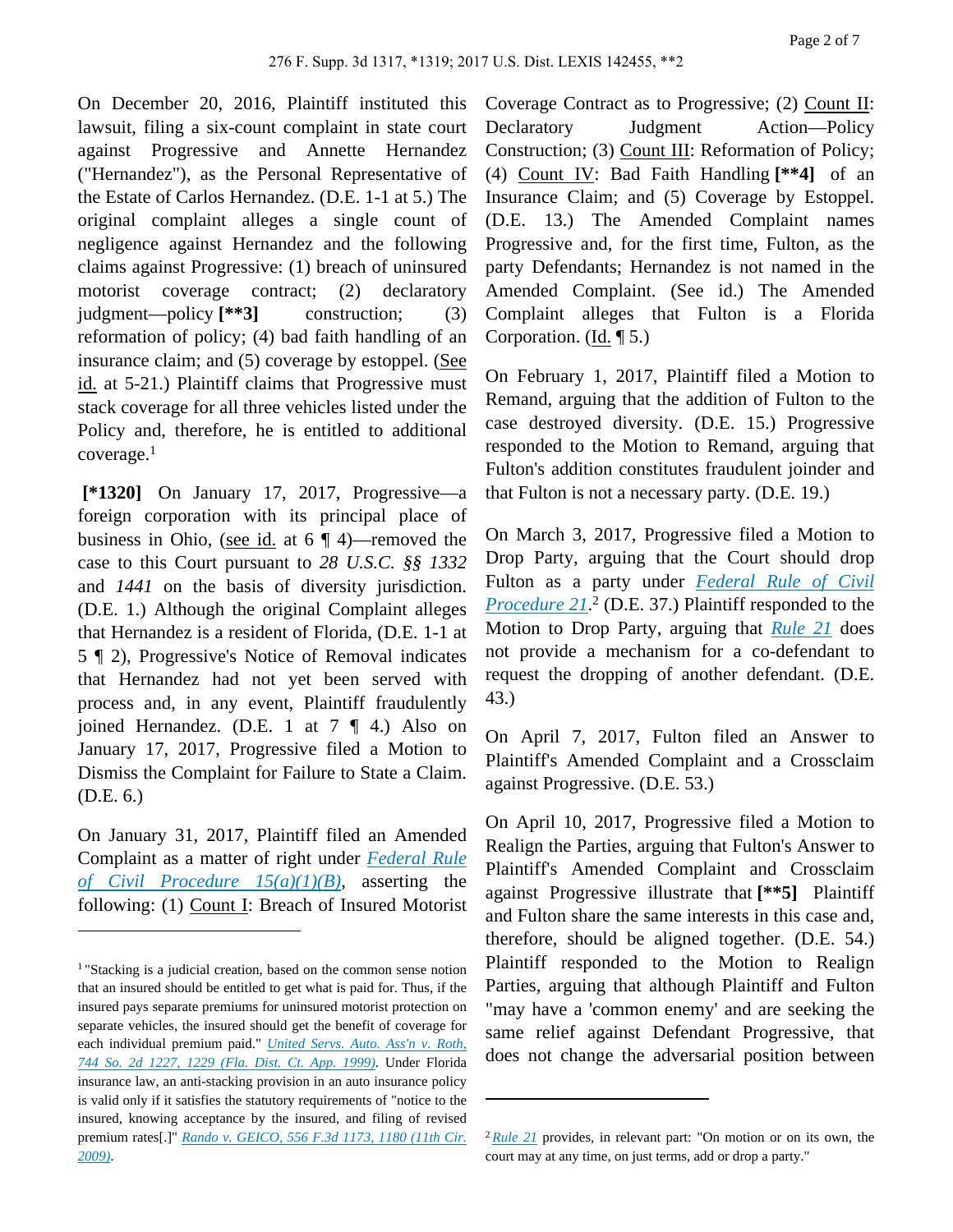On December 20, 2016, Plaintiff instituted this lawsuit, filing a six-count complaint in state court against Progressive and Annette Hernandez ("Hernandez"), as the Personal Representative of the Estate of Carlos Hernandez. (D.E. 1-1 at 5.) The original complaint alleges a single count of negligence against Hernandez and the following claims against Progressive: (1) breach of uninsured motorist coverage contract; (2) declaratory judgment—policy [**3] construction; (3) reformation of policy; (4) bad faith handling of an insurance claim; and (5) coverage by estoppel. (See id. at 5-21.) Plaintiff claims that Progressive must stack coverage for all three vehicles listed under the Policy and, therefore, he is entitled to additional coverage.[1]

[*1320] On January 17, 2017, Progressive—a foreign corporation with its principal place of business in Ohio, (see id. at 6 ¶ 4)—removed the case to this Court pursuant to *28 U.S.C. §§ 1332* and *1441* on the basis of diversity jurisdiction. (D.E. 1.) Although the original Complaint alleges that Hernandez is a resident of Florida, (D.E. 1-1 at 5 ¶ 2), Progressive's Notice of Removal indicates that Hernandez had not yet been served with process and, in any event, Plaintiff fraudulently joined Hernandez. (D.E. 1 at 7 ¶ 4.) Also on January 17, 2017, Progressive filed a Motion to Dismiss the Complaint for Failure to State a Claim. (D.E. 6.)

On January 31, 2017, Plaintiff filed an Amended Complaint as a matter of right under *Federal Rule of Civil Procedure 15(a)(1)(B)*, asserting the following: (1) Count I: Breach of Insured Motorist Coverage Contract as to Progressive; (2) Count II: Declaratory Judgment Action—Policy Construction; (3) Count III: Reformation of Policy; (4) Count IV: Bad Faith Handling [**4] of an Insurance Claim; and (5) Coverage by Estoppel. (D.E. 13.) The Amended Complaint names Progressive and, for the first time, Fulton, as the party Defendants; Hernandez is not named in the Amended Complaint. (See id.) The Amended Complaint alleges that Fulton is a Florida Corporation. (Id. ¶ 5.)

On February 1, 2017, Plaintiff filed a Motion to Remand, arguing that the addition of Fulton to the case destroyed diversity. (D.E. 15.) Progressive responded to the Motion to Remand, arguing that Fulton's addition constitutes fraudulent joinder and that Fulton is not a necessary party. (D.E. 19.)

On March 3, 2017, Progressive filed a Motion to Drop Party, arguing that the Court should drop Fulton as a party under *Federal Rule of Civil Procedure 21*.[2] (D.E. 37.) Plaintiff responded to the Motion to Drop Party, arguing that *Rule 21* does not provide a mechanism for a co-defendant to request the dropping of another defendant. (D.E. 43.)

On April 7, 2017, Fulton filed an Answer to Plaintiff's Amended Complaint and a Crossclaim against Progressive. (D.E. 53.)

On April 10, 2017, Progressive filed a Motion to Realign the Parties, arguing that Fulton's Answer to Plaintiff's Amended Complaint and Crossclaim against Progressive illustrate that [**5] Plaintiff and Fulton share the same interests in this case and, therefore, should be aligned together. (D.E. 54.) Plaintiff responded to the Motion to Realign Parties, arguing that although Plaintiff and Fulton "may have a 'common enemy' and are seeking the same relief against Defendant Progressive, that does not change the adversarial position between

---

[1] "Stacking is a judicial creation, based on the common sense notion that an insured should be entitled to get what is paid for. Thus, if the insured pays separate premiums for uninsured motorist protection on separate vehicles, the insured should get the benefit of coverage for each individual premium paid." *United Servs. Auto. Ass'n v. Roth, 744 So. 2d 1227, 1229 (Fla. Dist. Ct. App. 1999)*. Under Florida insurance law, an anti-stacking provision in an auto insurance policy is valid only if it satisfies the statutory requirements of "notice to the insured, knowing acceptance by the insured, and filing of revised premium rates[.]" *Rando v. GEICO, 556 F.3d 1173, 1180 (11th Cir. 2009)*.

[2] *Rule 21* provides, in relevant part: "On motion or on its own, the court may at any time, on just terms, add or drop a party."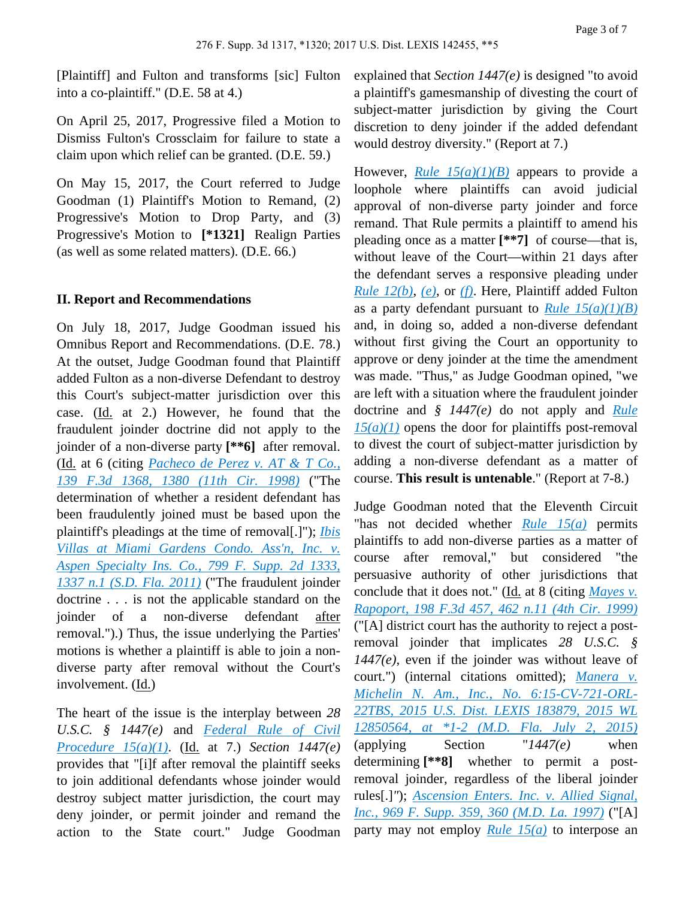[Plaintiff] and Fulton and transforms [sic] Fulton into a co-plaintiff." (D.E. 58 at 4.)

On April 25, 2017, Progressive filed a Motion to Dismiss Fulton's Crossclaim for failure to state a claim upon which relief can be granted. (D.E. 59.)

On May 15, 2017, the Court referred to Judge Goodman (1) Plaintiff's Motion to Remand, (2) Progressive's Motion to Drop Party, and (3) Progressive's Motion to **[*1321]** Realign Parties (as well as some related matters). (D.E. 66.)

## II. Report and Recommendations

On July 18, 2017, Judge Goodman issued his Omnibus Report and Recommendations. (D.E. 78.) At the outset, Judge Goodman found that Plaintiff added Fulton as a non-diverse Defendant to destroy this Court's subject-matter jurisdiction over this case. (Id. at 2.) However, he found that the fraudulent joinder doctrine did not apply to the joinder of a non-diverse party **[**6]** after removal. (Id. at 6 (citing *Pacheco de Perez v. AT & T Co., 139 F.3d 1368, 1380 (11th Cir. 1998)* ("The determination of whether a resident defendant has been fraudulently joined must be based upon the plaintiff's pleadings at the time of removal[.]"); *Ibis Villas at Miami Gardens Condo. Ass'n, Inc. v. Aspen Specialty Ins. Co., 799 F. Supp. 2d 1333, 1337 n.1 (S.D. Fla. 2011)* ("The fraudulent joinder doctrine . . . is not the applicable standard on the joinder of a non-diverse defendant after removal.").) Thus, the issue underlying the Parties' motions is whether a plaintiff is able to join a non-diverse party after removal without the Court's involvement. (Id.)

The heart of the issue is the interplay between *28 U.S.C. § 1447(e)* and *Federal Rule of Civil Procedure 15(a)(1)*. (Id. at 7.) *Section 1447(e)* provides that "[i]f after removal the plaintiff seeks to join additional defendants whose joinder would destroy subject matter jurisdiction, the court may deny joinder, or permit joinder and remand the action to the State court." Judge Goodman explained that *Section 1447(e)* is designed "to avoid a plaintiff's gamesmanship of divesting the court of subject-matter jurisdiction by giving the Court discretion to deny joinder if the added defendant would destroy diversity." (Report at 7.)

However, *Rule 15(a)(1)(B)* appears to provide a loophole where plaintiffs can avoid judicial approval of non-diverse party joinder and force remand. That Rule permits a plaintiff to amend his pleading once as a matter **[**7]** of course—that is, without leave of the Court—within 21 days after the defendant serves a responsive pleading under *Rule 12(b)*, *(e)*, or *(f)*. Here, Plaintiff added Fulton as a party defendant pursuant to *Rule 15(a)(1)(B)* and, in doing so, added a non-diverse defendant without first giving the Court an opportunity to approve or deny joinder at the time the amendment was made. "Thus," as Judge Goodman opined, "we are left with a situation where the fraudulent joinder doctrine and *§ 1447(e)* do not apply and *Rule 15(a)(1)* opens the door for plaintiffs post-removal to divest the court of subject-matter jurisdiction by adding a non-diverse defendant as a matter of course. **This result is untenable**." (Report at 7-8.)

Judge Goodman noted that the Eleventh Circuit "has not decided whether *Rule 15(a)* permits plaintiffs to add non-diverse parties as a matter of course after removal," but considered "the persuasive authority of other jurisdictions that conclude that it does not." (Id. at 8 (citing *Mayes v. Rapoport, 198 F.3d 457, 462 n.11 (4th Cir. 1999)* ("[A] district court has the authority to reject a post-removal joinder that implicates *28 U.S.C. § 1447(e)*, even if the joinder was without leave of court.") (internal citations omitted); *Manera v. Michelin N. Am., Inc., No. 6:15-CV-721-ORL-22TBS, 2015 U.S. Dist. LEXIS 183879, 2015 WL 12850564, at *1-2 (M.D. Fla. July 2, 2015)* (applying Section "*1447(e)* when determining **[**8]** whether to permit a post-removal joinder, regardless of the liberal joinder rules[.]"); *Ascension Enters. Inc. v. Allied Signal, Inc., 969 F. Supp. 359, 360 (M.D. La. 1997)* ("[A] party may not employ *Rule 15(a)* to interpose an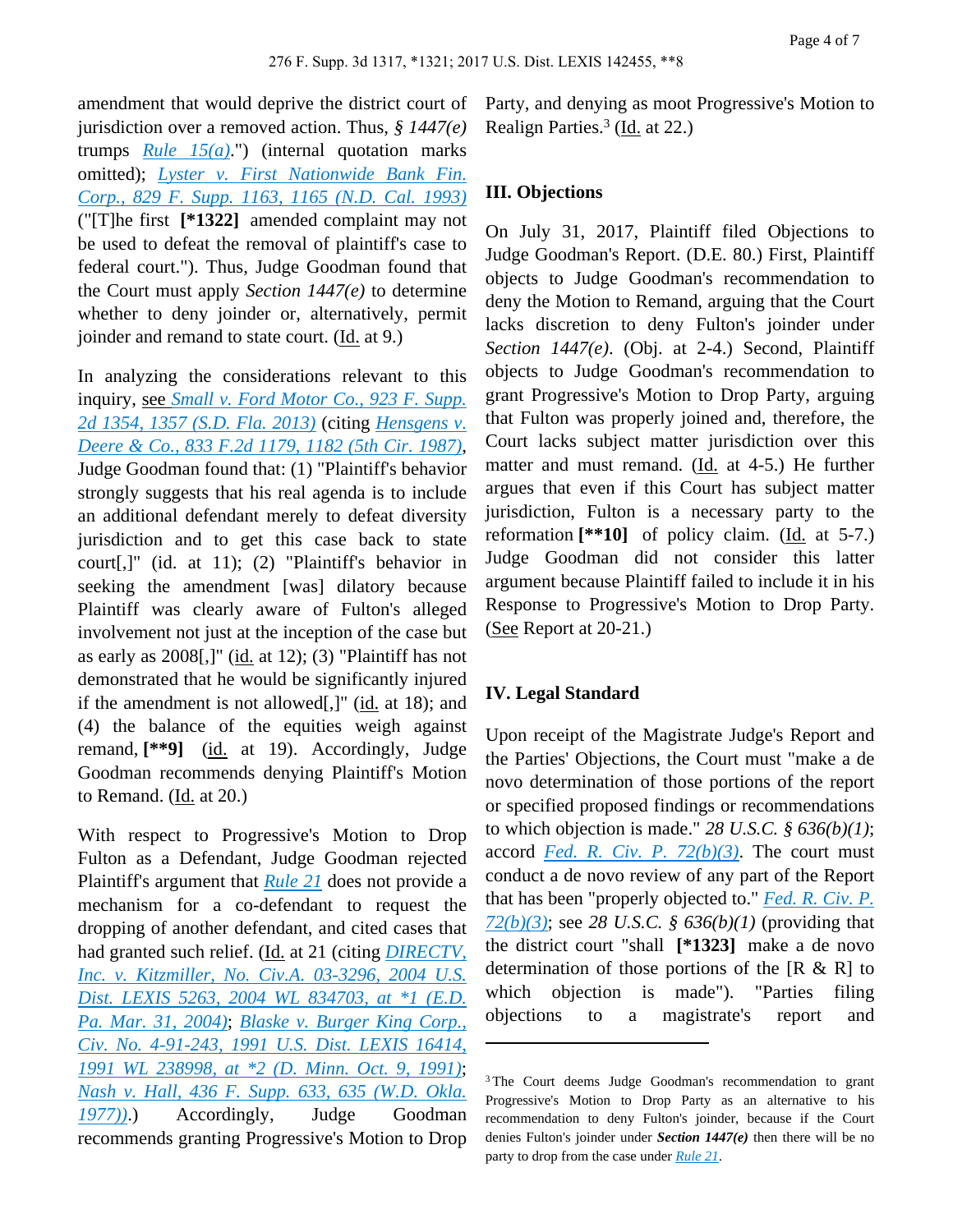amendment that would deprive the district court of jurisdiction over a removed action. Thus, *§ 1447(e)* trumps *Rule 15(a)*.") (internal quotation marks omitted); *Lyster v. First Nationwide Bank Fin. Corp., 829 F. Supp. 1163, 1165 (N.D. Cal. 1993)* ("[T]he first **[*1322]** amended complaint may not be used to defeat the removal of plaintiff's case to federal court."). Thus, Judge Goodman found that the Court must apply *Section 1447(e)* to determine whether to deny joinder or, alternatively, permit joinder and remand to state court. (Id. at 9.)

In analyzing the considerations relevant to this inquiry, see *Small v. Ford Motor Co., 923 F. Supp. 2d 1354, 1357 (S.D. Fla. 2013)* (citing *Hensgens v. Deere & Co., 833 F.2d 1179, 1182 (5th Cir. 1987)*, Judge Goodman found that: (1) "Plaintiff's behavior strongly suggests that his real agenda is to include an additional defendant merely to defeat diversity jurisdiction and to get this case back to state court[,]" (id. at 11); (2) "Plaintiff's behavior in seeking the amendment [was] dilatory because Plaintiff was clearly aware of Fulton's alleged involvement not just at the inception of the case but as early as 2008[,]" (id. at 12); (3) "Plaintiff has not demonstrated that he would be significantly injured if the amendment is not allowed[,]" (id. at 18); and (4) the balance of the equities weigh against remand, **[**9]** (id. at 19). Accordingly, Judge Goodman recommends denying Plaintiff's Motion to Remand. (Id. at 20.)

With respect to Progressive's Motion to Drop Fulton as a Defendant, Judge Goodman rejected Plaintiff's argument that *Rule 21* does not provide a mechanism for a co-defendant to request the dropping of another defendant, and cited cases that had granted such relief. (Id. at 21 (citing *DIRECTV, Inc. v. Kitzmiller, No. Civ.A. 03-3296, 2004 U.S. Dist. LEXIS 5263, 2004 WL 834703, at *1 (E.D. Pa. Mar. 31, 2004)*; *Blaske v. Burger King Corp., Civ. No. 4-91-243, 1991 U.S. Dist. LEXIS 16414, 1991 WL 238998, at *2 (D. Minn. Oct. 9, 1991)*; *Nash v. Hall, 436 F. Supp. 633, 635 (W.D. Okla. 1977))*.) Accordingly, Judge Goodman recommends granting Progressive's Motion to Drop Party, and denying as moot Progressive's Motion to Realign Parties.[3] (Id. at 22.)

## III. Objections

On July 31, 2017, Plaintiff filed Objections to Judge Goodman's Report. (D.E. 80.) First, Plaintiff objects to Judge Goodman's recommendation to deny the Motion to Remand, arguing that the Court lacks discretion to deny Fulton's joinder under *Section 1447(e)*. (Obj. at 2-4.) Second, Plaintiff objects to Judge Goodman's recommendation to grant Progressive's Motion to Drop Party, arguing that Fulton was properly joined and, therefore, the Court lacks subject matter jurisdiction over this matter and must remand. (Id. at 4-5.) He further argues that even if this Court has subject matter jurisdiction, Fulton is a necessary party to the reformation **[**10]** of policy claim. (Id. at 5-7.) Judge Goodman did not consider this latter argument because Plaintiff failed to include it in his Response to Progressive's Motion to Drop Party. (See Report at 20-21.)

## IV. Legal Standard

Upon receipt of the Magistrate Judge's Report and the Parties' Objections, the Court must "make a de novo determination of those portions of the report or specified proposed findings or recommendations to which objection is made." *28 U.S.C. § 636(b)(1)*; accord *Fed. R. Civ. P. 72(b)(3)*. The court must conduct a de novo review of any part of the Report that has been "properly objected to." *Fed. R. Civ. P. 72(b)(3)*; see *28 U.S.C. § 636(b)(1)* (providing that the district court "shall **[*1323]** make a de novo determination of those portions of the [R & R] to which objection is made"). "Parties filing objections to a magistrate's report and

---

[3] The Court deems Judge Goodman's recommendation to grant Progressive's Motion to Drop Party as an alternative to his recommendation to deny Fulton's joinder, because if the Court denies Fulton's joinder under ***Section 1447(e)*** then there will be no party to drop from the case under *Rule 21*.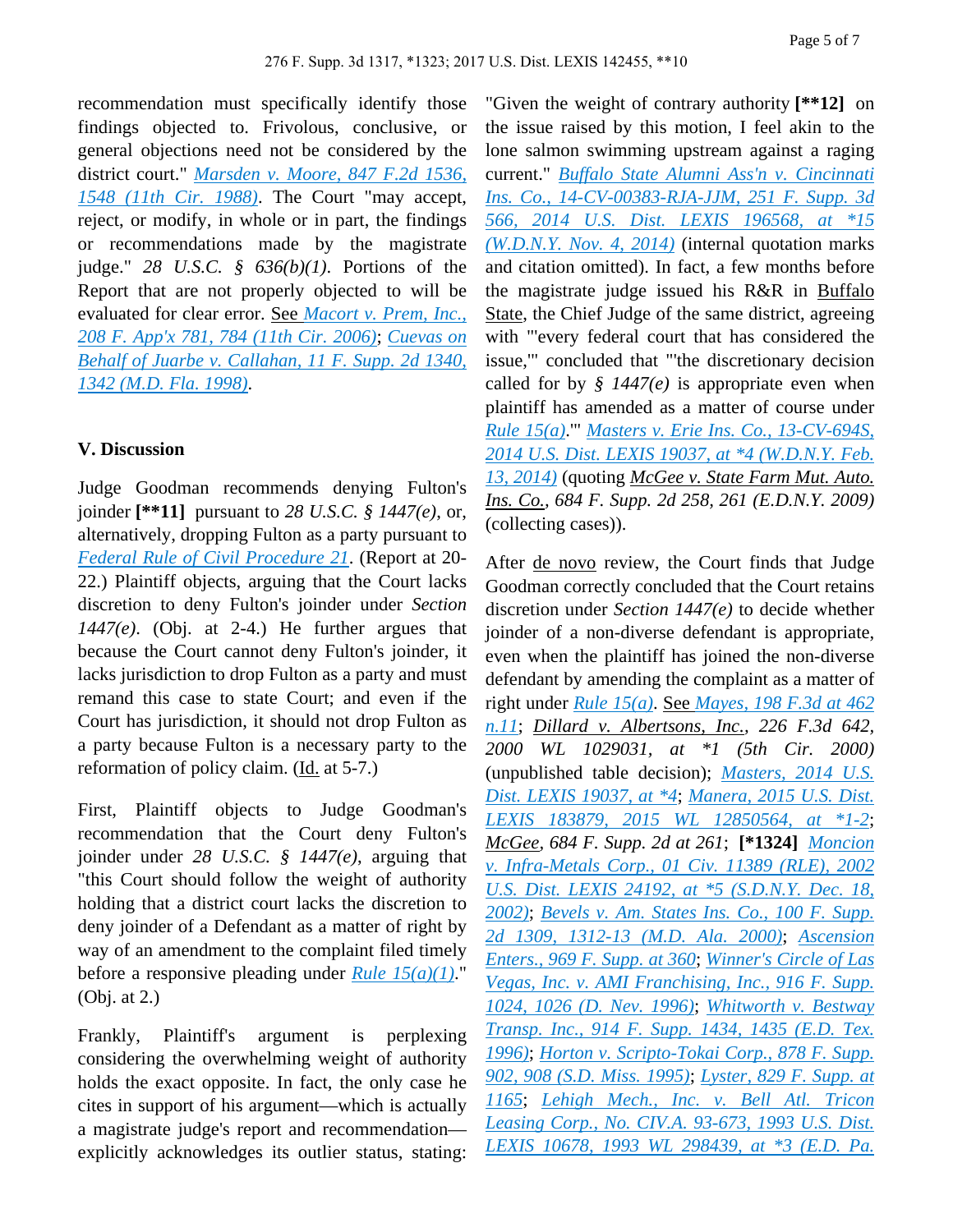recommendation must specifically identify those findings objected to. Frivolous, conclusive, or general objections need not be considered by the district court." *Marsden v. Moore, 847 F.2d 1536, 1548 (11th Cir. 1988)*. The Court "may accept, reject, or modify, in whole or in part, the findings or recommendations made by the magistrate judge." *28 U.S.C. § 636(b)(1)*. Portions of the Report that are not properly objected to will be evaluated for clear error. See *Macort v. Prem, Inc., 208 F. App'x 781, 784 (11th Cir. 2006)*; *Cuevas on Behalf of Juarbe v. Callahan, 11 F. Supp. 2d 1340, 1342 (M.D. Fla. 1998)*.

### V. Discussion

Judge Goodman recommends denying Fulton's joinder **[**11]** pursuant to *28 U.S.C. § 1447(e)*, or, alternatively, dropping Fulton as a party pursuant to *Federal Rule of Civil Procedure 21*. (Report at 20-22.) Plaintiff objects, arguing that the Court lacks discretion to deny Fulton's joinder under *Section 1447(e)*. (Obj. at 2-4.) He further argues that because the Court cannot deny Fulton's joinder, it lacks jurisdiction to drop Fulton as a party and must remand this case to state Court; and even if the Court has jurisdiction, it should not drop Fulton as a party because Fulton is a necessary party to the reformation of policy claim. (Id. at 5-7.)

First, Plaintiff objects to Judge Goodman's recommendation that the Court deny Fulton's joinder under *28 U.S.C. § 1447(e)*, arguing that "this Court should follow the weight of authority holding that a district court lacks the discretion to deny joinder of a Defendant as a matter of right by way of an amendment to the complaint filed timely before a responsive pleading under *Rule 15(a)(1)*." (Obj. at 2.)

Frankly, Plaintiff's argument is perplexing considering the overwhelming weight of authority holds the exact opposite. In fact, the only case he cites in support of his argument—which is actually a magistrate judge's report and recommendation—explicitly acknowledges its outlier status, stating: "Given the weight of contrary authority **[**12]** on the issue raised by this motion, I feel akin to the lone salmon swimming upstream against a raging current." *Buffalo State Alumni Ass'n v. Cincinnati Ins. Co., 14-CV-00383-RJA-JJM, 251 F. Supp. 3d 566, 2014 U.S. Dist. LEXIS 196568, at *15 (W.D.N.Y. Nov. 4, 2014)* (internal quotation marks and citation omitted). In fact, a few months before the magistrate judge issued his R&R in Buffalo State, the Chief Judge of the same district, agreeing with "'every federal court that has considered the issue,'" concluded that "'the discretionary decision called for by *§ 1447(e)* is appropriate even when plaintiff has amended as a matter of course under *Rule 15(a)*.'" *Masters v. Erie Ins. Co., 13-CV-694S, 2014 U.S. Dist. LEXIS 19037, at *4 (W.D.N.Y. Feb. 13, 2014)* (quoting McGee v. State Farm Mut. Auto. Ins. Co., *684 F. Supp. 2d 258, 261 (E.D.N.Y. 2009)* (collecting cases)).

After de novo review, the Court finds that Judge Goodman correctly concluded that the Court retains discretion under *Section 1447(e)* to decide whether joinder of a non-diverse defendant is appropriate, even when the plaintiff has joined the non-diverse defendant by amending the complaint as a matter of right under *Rule 15(a)*. See *Mayes, 198 F.3d at 462 n.11*; Dillard v. Albertsons, Inc., *226 F.3d 642, 2000 WL 1029031, at *1 (5th Cir. 2000)* (unpublished table decision); *Masters, 2014 U.S. Dist. LEXIS 19037, at *4*; *Manera, 2015 U.S. Dist. LEXIS 183879, 2015 WL 12850564, at *1-2*; McGee, *684 F. Supp. 2d at 261*; **[*1324]** *Moncion v. Infra-Metals Corp., 01 Civ. 11389 (RLE), 2002 U.S. Dist. LEXIS 24192, at *5 (S.D.N.Y. Dec. 18, 2002)*; *Bevels v. Am. States Ins. Co., 100 F. Supp. 2d 1309, 1312-13 (M.D. Ala. 2000)*; *Ascension Enters., 969 F. Supp. at 360*; *Winner's Circle of Las Vegas, Inc. v. AMI Franchising, Inc., 916 F. Supp. 1024, 1026 (D. Nev. 1996)*; *Whitworth v. Bestway Transp. Inc., 914 F. Supp. 1434, 1435 (E.D. Tex. 1996)*; *Horton v. Scripto-Tokai Corp., 878 F. Supp. 902, 908 (S.D. Miss. 1995)*; *Lyster, 829 F. Supp. at 1165*; *Lehigh Mech., Inc. v. Bell Atl. Tricon Leasing Corp., No. CIV.A. 93-673, 1993 U.S. Dist. LEXIS 10678, 1993 WL 298439, at *3 (E.D. Pa.*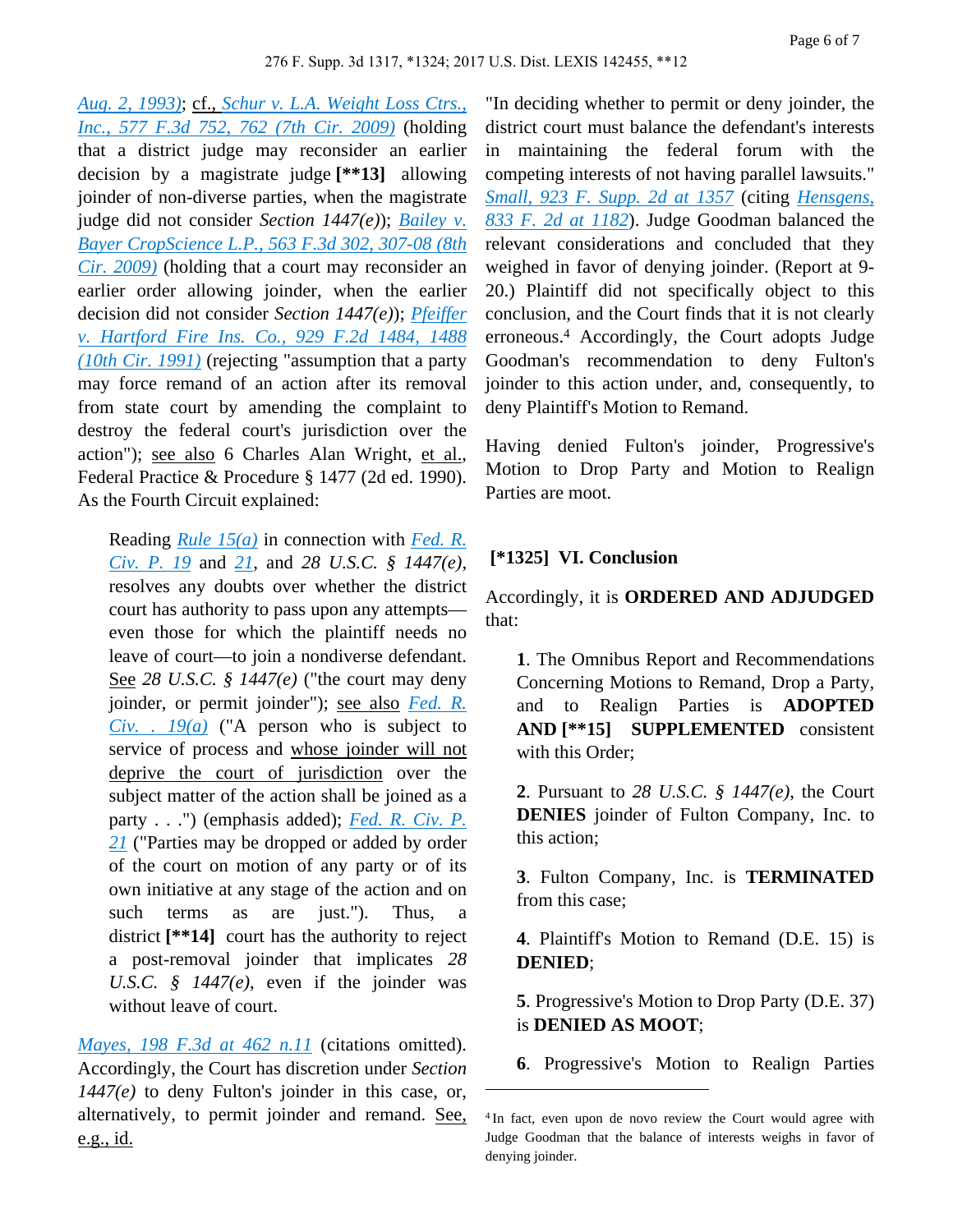Aug. 2, 1993); cf., Schur v. L.A. Weight Loss Ctrs., Inc., 577 F.3d 752, 762 (7th Cir. 2009) (holding that a district judge may reconsider an earlier decision by a magistrate judge **[\*\*13]** allowing joinder of non-diverse parties, when the magistrate judge did not consider *Section 1447(e)*); Bailey v. Bayer CropScience L.P., 563 F.3d 302, 307-08 (8th Cir. 2009) (holding that a court may reconsider an earlier order allowing joinder, when the earlier decision did not consider *Section 1447(e)*); Pfeiffer v. Hartford Fire Ins. Co., 929 F.2d 1484, 1488 (10th Cir. 1991) (rejecting "assumption that a party may force remand of an action after its removal from state court by amending the complaint to destroy the federal court's jurisdiction over the action"); see also 6 Charles Alan Wright, et al., Federal Practice & Procedure § 1477 (2d ed. 1990). As the Fourth Circuit explained:

> Reading Rule 15(a) in connection with Fed. R. Civ. P. 19 and 21, and *28 U.S.C. § 1447(e)*, resolves any doubts over whether the district court has authority to pass upon any attempts—even those for which the plaintiff needs no leave of court—to join a nondiverse defendant. See *28 U.S.C. § 1447(e)* ("the court may deny joinder, or permit joinder"); see also Fed. R. Civ. . 19(a) ("A person who is subject to service of process and whose joinder will not deprive the court of jurisdiction over the subject matter of the action shall be joined as a party . . .") (emphasis added); Fed. R. Civ. P. 21 ("Parties may be dropped or added by order of the court on motion of any party or of its own initiative at any stage of the action and on such terms as are just."). Thus, a district **[\*\*14]** court has the authority to reject a post-removal joinder that implicates *28 U.S.C. § 1447(e)*, even if the joinder was without leave of court.

Mayes, 198 F.3d at 462 n.11 (citations omitted). Accordingly, the Court has discretion under *Section 1447(e)* to deny Fulton's joinder in this case, or, alternatively, to permit joinder and remand. See, e.g., id.

"In deciding whether to permit or deny joinder, the district court must balance the defendant's interests in maintaining the federal forum with the competing interests of not having parallel lawsuits." Small, 923 F. Supp. 2d at 1357 (citing Hensgens, 833 F. 2d at 1182). Judge Goodman balanced the relevant considerations and concluded that they weighed in favor of denying joinder. (Report at 9-20.) Plaintiff did not specifically object to this conclusion, and the Court finds that it is not clearly erroneous.[4] Accordingly, the Court adopts Judge Goodman's recommendation to deny Fulton's joinder to this action under, and, consequently, to deny Plaintiff's Motion to Remand.

Having denied Fulton's joinder, Progressive's Motion to Drop Party and Motion to Realign Parties are moot.

## [\*1325] VI. Conclusion

Accordingly, it is **ORDERED AND ADJUDGED** that:

> **1**. The Omnibus Report and Recommendations Concerning Motions to Remand, Drop a Party, and to Realign Parties is **ADOPTED AND [\*\*15] SUPPLEMENTED** consistent with this Order;
>
> **2**. Pursuant to *28 U.S.C. § 1447(e)*, the Court **DENIES** joinder of Fulton Company, Inc. to this action;
>
> **3**. Fulton Company, Inc. is **TERMINATED** from this case;
>
> **4**. Plaintiff's Motion to Remand (D.E. 15) is **DENIED**;
>
> **5**. Progressive's Motion to Drop Party (D.E. 37) is **DENIED AS MOOT**;
>
> **6**. Progressive's Motion to Realign Parties

[4] In fact, even upon de novo review the Court would agree with Judge Goodman that the balance of interests weighs in favor of denying joinder.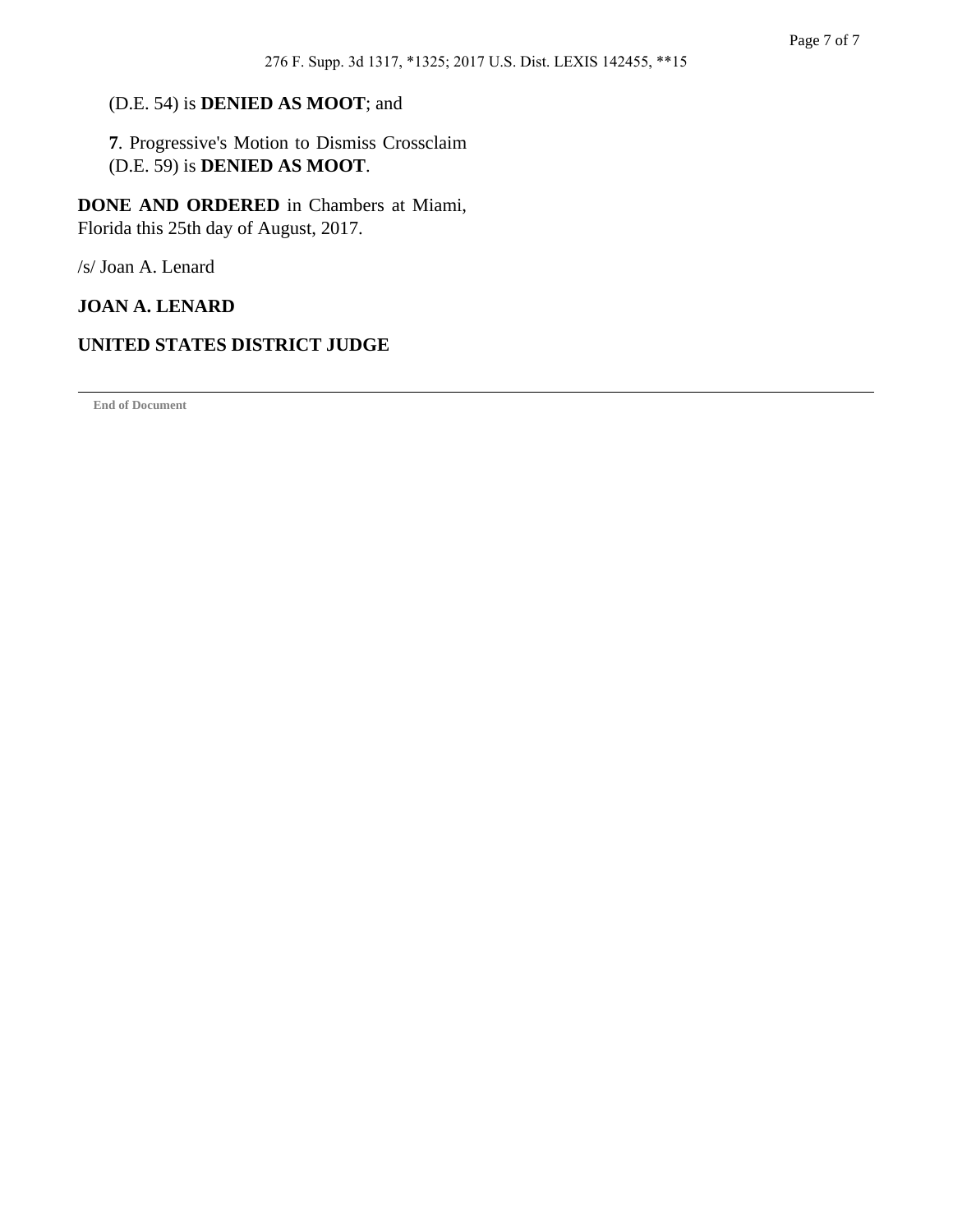(D.E. 54) is **DENIED AS MOOT**; and

**7**. Progressive's Motion to Dismiss Crossclaim (D.E. 59) is **DENIED AS MOOT**.

**DONE AND ORDERED** in Chambers at Miami, Florida this 25th day of August, 2017.

/s/ Joan A. Lenard

**JOAN A. LENARD**

**UNITED STATES DISTRICT JUDGE**

---

**End of Document**